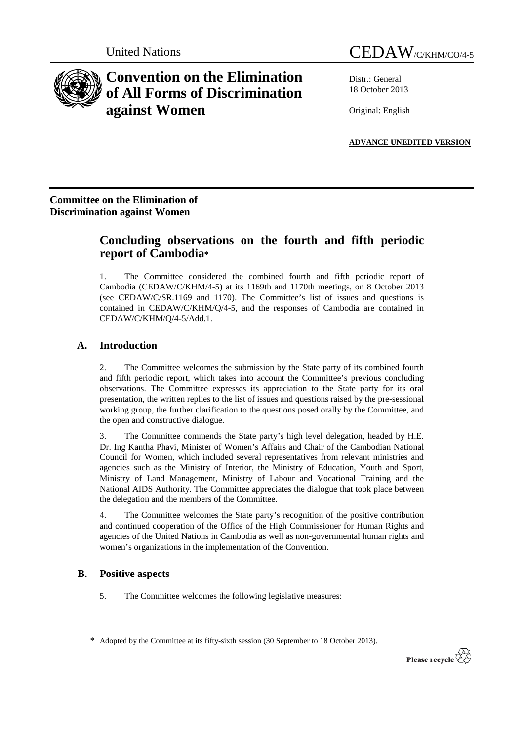United Nations

# CEDAW/C/KHM/CO/4-5

# Convention on the Elimination of All Forms of Discrimination against Women

Distr.: General
18 October 2013

Original: English

**ADVANCE UNEDITED VERSION**

**Committee on the Elimination of Discrimination against Women**

## Concluding observations on the fourth and fifth periodic report of Cambodia*

1. The Committee considered the combined fourth and fifth periodic report of Cambodia (CEDAW/C/KHM/4-5) at its 1169th and 1170th meetings, on 8 October 2013 (see CEDAW/C/SR.1169 and 1170). The Committee's list of issues and questions is contained in CEDAW/C/KHM/Q/4-5, and the responses of Cambodia are contained in CEDAW/C/KHM/Q/4-5/Add.1.

### A. Introduction

2. The Committee welcomes the submission by the State party of its combined fourth and fifth periodic report, which takes into account the Committee's previous concluding observations. The Committee expresses its appreciation to the State party for its oral presentation, the written replies to the list of issues and questions raised by the pre-sessional working group, the further clarification to the questions posed orally by the Committee, and the open and constructive dialogue.

3. The Committee commends the State party's high level delegation, headed by H.E. Dr. Ing Kantha Phavi, Minister of Women's Affairs and Chair of the Cambodian National Council for Women, which included several representatives from relevant ministries and agencies such as the Ministry of Interior, the Ministry of Education, Youth and Sport, Ministry of Land Management, Ministry of Labour and Vocational Training and the National AIDS Authority. The Committee appreciates the dialogue that took place between the delegation and the members of the Committee.

4. The Committee welcomes the State party's recognition of the positive contribution and continued cooperation of the Office of the High Commissioner for Human Rights and agencies of the United Nations in Cambodia as well as non-governmental human rights and women's organizations in the implementation of the Convention.

### B. Positive aspects

5. The Committee welcomes the following legislative measures:

---

* Adopted by the Committee at its fifty-sixth session (30 September to 18 October 2013).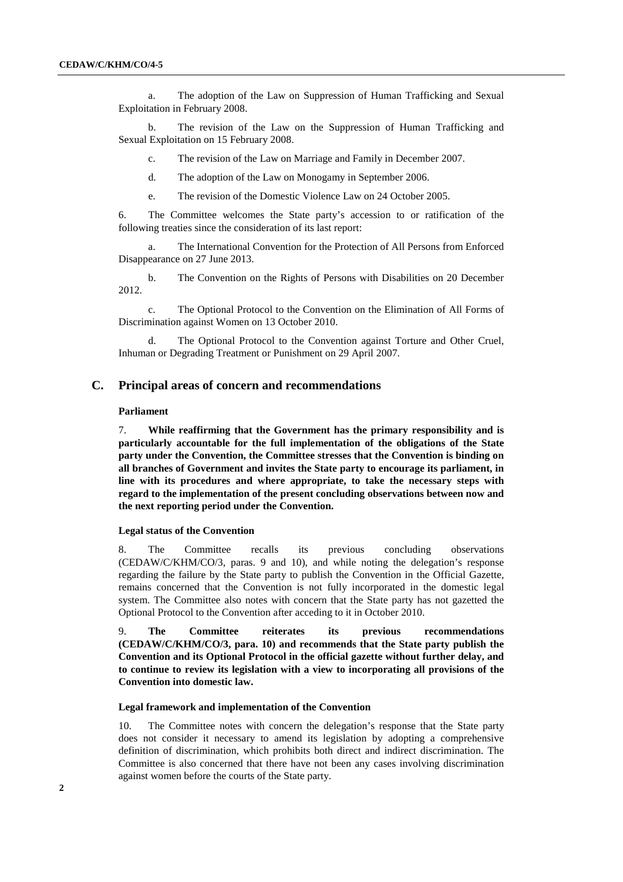a. The adoption of the Law on Suppression of Human Trafficking and Sexual Exploitation in February 2008.

b. The revision of the Law on the Suppression of Human Trafficking and Sexual Exploitation on 15 February 2008.

c. The revision of the Law on Marriage and Family in December 2007.

d. The adoption of the Law on Monogamy in September 2006.

e. The revision of the Domestic Violence Law on 24 October 2005.

6. The Committee welcomes the State party's accession to or ratification of the following treaties since the consideration of its last report:

a. The International Convention for the Protection of All Persons from Enforced Disappearance on 27 June 2013.

b. The Convention on the Rights of Persons with Disabilities on 20 December 2012.

c. The Optional Protocol to the Convention on the Elimination of All Forms of Discrimination against Women on 13 October 2010.

d. The Optional Protocol to the Convention against Torture and Other Cruel, Inhuman or Degrading Treatment or Punishment on 29 April 2007.

## C. Principal areas of concern and recommendations

### Parliament

7. **While reaffirming that the Government has the primary responsibility and is particularly accountable for the full implementation of the obligations of the State party under the Convention, the Committee stresses that the Convention is binding on all branches of Government and invites the State party to encourage its parliament, in line with its procedures and where appropriate, to take the necessary steps with regard to the implementation of the present concluding observations between now and the next reporting period under the Convention.**

### Legal status of the Convention

8. The Committee recalls its previous concluding observations (CEDAW/C/KHM/CO/3, paras. 9 and 10), and while noting the delegation's response regarding the failure by the State party to publish the Convention in the Official Gazette, remains concerned that the Convention is not fully incorporated in the domestic legal system. The Committee also notes with concern that the State party has not gazetted the Optional Protocol to the Convention after acceding to it in October 2010.

9. **The Committee reiterates its previous recommendations (CEDAW/C/KHM/CO/3, para. 10) and recommends that the State party publish the Convention and its Optional Protocol in the official gazette without further delay, and to continue to review its legislation with a view to incorporating all provisions of the Convention into domestic law.**

### Legal framework and implementation of the Convention

10. The Committee notes with concern the delegation's response that the State party does not consider it necessary to amend its legislation by adopting a comprehensive definition of discrimination, which prohibits both direct and indirect discrimination. The Committee is also concerned that there have not been any cases involving discrimination against women before the courts of the State party.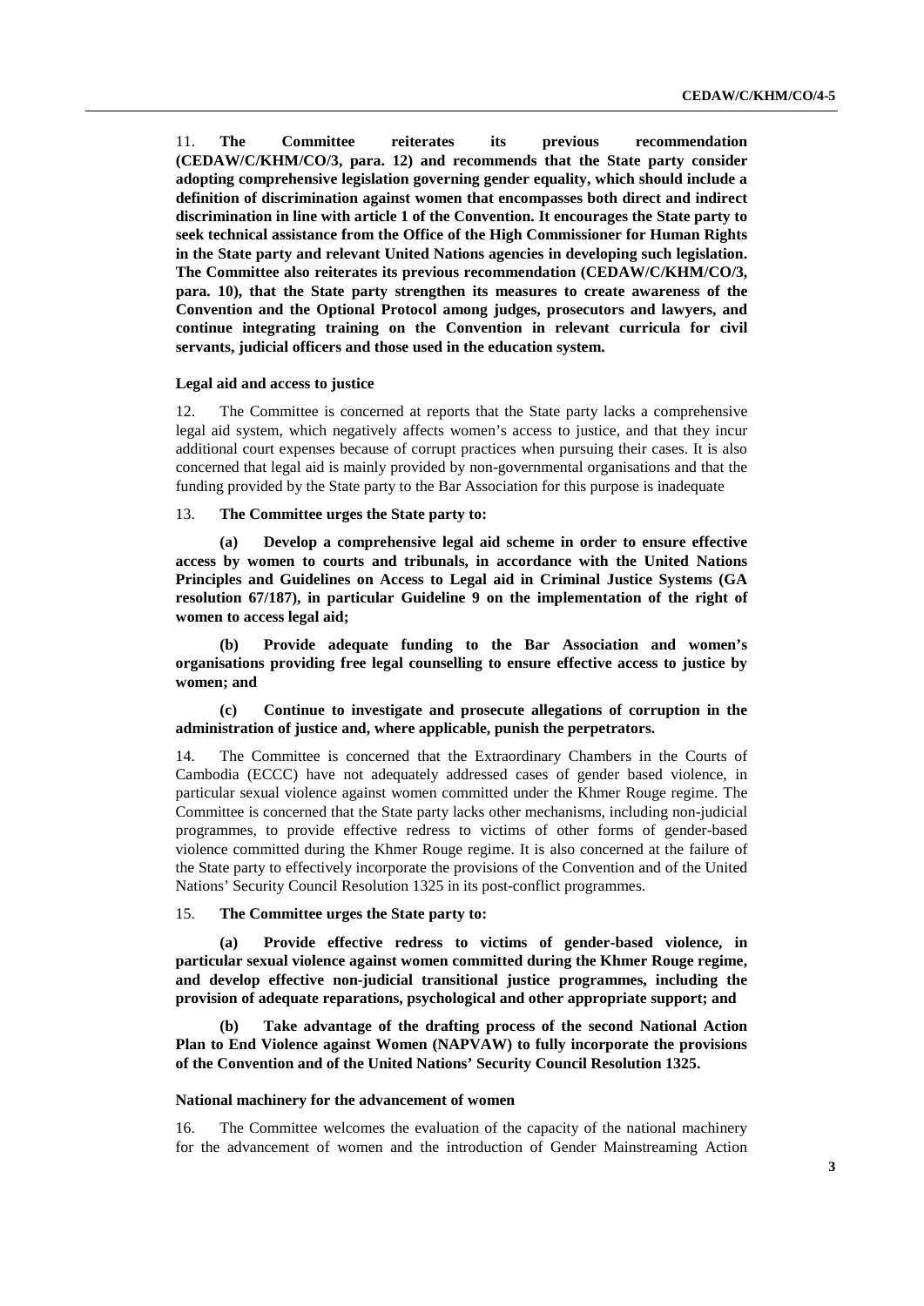11. **The Committee reiterates its previous recommendation (CEDAW/C/KHM/CO/3, para. 12) and recommends that the State party consider adopting comprehensive legislation governing gender equality, which should include a definition of discrimination against women that encompasses both direct and indirect discrimination in line with article 1 of the Convention. It encourages the State party to seek technical assistance from the Office of the High Commissioner for Human Rights in the State party and relevant United Nations agencies in developing such legislation. The Committee also reiterates its previous recommendation (CEDAW/C/KHM/CO/3, para. 10), that the State party strengthen its measures to create awareness of the Convention and the Optional Protocol among judges, prosecutors and lawyers, and continue integrating training on the Convention in relevant curricula for civil servants, judicial officers and those used in the education system.**

#### Legal aid and access to justice

12. The Committee is concerned at reports that the State party lacks a comprehensive legal aid system, which negatively affects women's access to justice, and that they incur additional court expenses because of corrupt practices when pursuing their cases. It is also concerned that legal aid is mainly provided by non-governmental organisations and that the funding provided by the State party to the Bar Association for this purpose is inadequate

13. **The Committee urges the State party to:**

**(a) Develop a comprehensive legal aid scheme in order to ensure effective access by women to courts and tribunals, in accordance with the United Nations Principles and Guidelines on Access to Legal aid in Criminal Justice Systems (GA resolution 67/187), in particular Guideline 9 on the implementation of the right of women to access legal aid;**

**(b) Provide adequate funding to the Bar Association and women's organisations providing free legal counselling to ensure effective access to justice by women; and**

**(c) Continue to investigate and prosecute allegations of corruption in the administration of justice and, where applicable, punish the perpetrators.**

14. The Committee is concerned that the Extraordinary Chambers in the Courts of Cambodia (ECCC) have not adequately addressed cases of gender based violence, in particular sexual violence against women committed under the Khmer Rouge regime. The Committee is concerned that the State party lacks other mechanisms, including non-judicial programmes, to provide effective redress to victims of other forms of gender-based violence committed during the Khmer Rouge regime. It is also concerned at the failure of the State party to effectively incorporate the provisions of the Convention and of the United Nations' Security Council Resolution 1325 in its post-conflict programmes.

15. **The Committee urges the State party to:**

**(a) Provide effective redress to victims of gender-based violence, in particular sexual violence against women committed during the Khmer Rouge regime, and develop effective non-judicial transitional justice programmes, including the provision of adequate reparations, psychological and other appropriate support; and**

**(b) Take advantage of the drafting process of the second National Action Plan to End Violence against Women (NAPVAW) to fully incorporate the provisions of the Convention and of the United Nations' Security Council Resolution 1325.**

#### National machinery for the advancement of women

16. The Committee welcomes the evaluation of the capacity of the national machinery for the advancement of women and the introduction of Gender Mainstreaming Action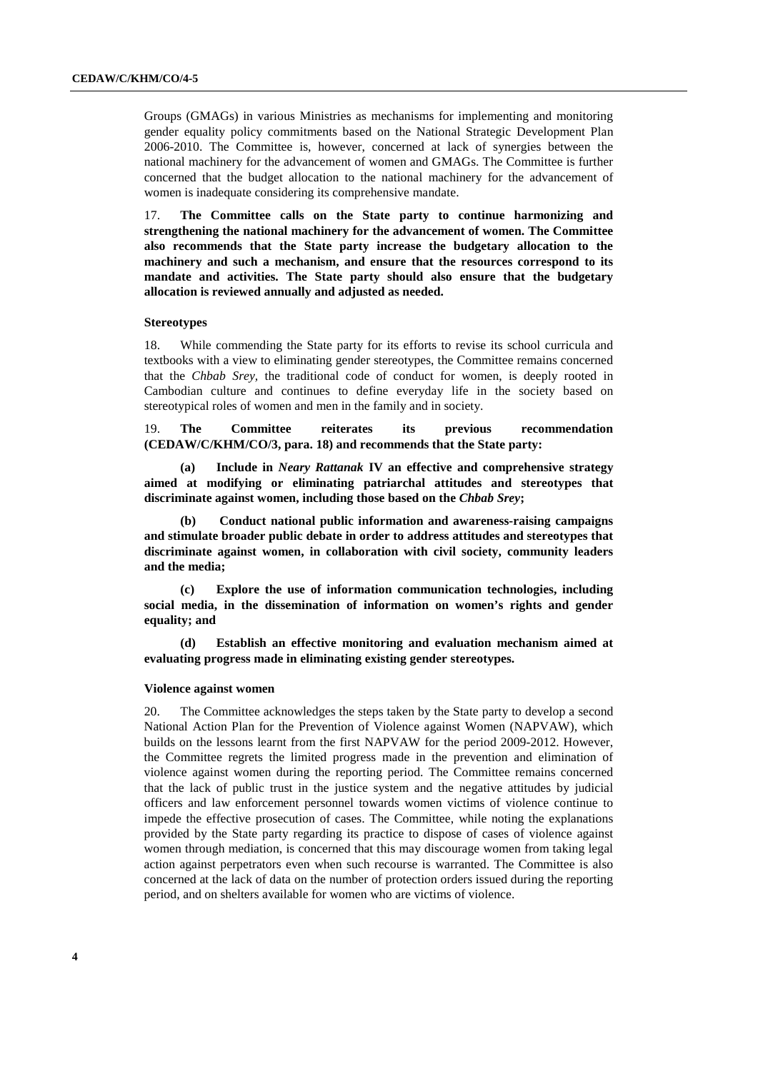Groups (GMAGs) in various Ministries as mechanisms for implementing and monitoring gender equality policy commitments based on the National Strategic Development Plan 2006-2010. The Committee is, however, concerned at lack of synergies between the national machinery for the advancement of women and GMAGs. The Committee is further concerned that the budget allocation to the national machinery for the advancement of women is inadequate considering its comprehensive mandate.

17. **The Committee calls on the State party to continue harmonizing and strengthening the national machinery for the advancement of women. The Committee also recommends that the State party increase the budgetary allocation to the machinery and such a mechanism, and ensure that the resources correspond to its mandate and activities. The State party should also ensure that the budgetary allocation is reviewed annually and adjusted as needed.**

#### Stereotypes

18. While commending the State party for its efforts to revise its school curricula and textbooks with a view to eliminating gender stereotypes, the Committee remains concerned that the *Chbab Srey,* the traditional code of conduct for women, is deeply rooted in Cambodian culture and continues to define everyday life in the society based on stereotypical roles of women and men in the family and in society.

19. **The Committee reiterates its previous recommendation (CEDAW/C/KHM/CO/3, para. 18) and recommends that the State party:**

**(a) Include in *Neary Rattanak* IV an effective and comprehensive strategy aimed at modifying or eliminating patriarchal attitudes and stereotypes that discriminate against women, including those based on the *Chbab Srey*;**

**(b) Conduct national public information and awareness-raising campaigns and stimulate broader public debate in order to address attitudes and stereotypes that discriminate against women, in collaboration with civil society, community leaders and the media;**

**(c) Explore the use of information communication technologies, including social media, in the dissemination of information on women's rights and gender equality; and**

**(d) Establish an effective monitoring and evaluation mechanism aimed at evaluating progress made in eliminating existing gender stereotypes.**

#### Violence against women

20. The Committee acknowledges the steps taken by the State party to develop a second National Action Plan for the Prevention of Violence against Women (NAPVAW), which builds on the lessons learnt from the first NAPVAW for the period 2009-2012. However, the Committee regrets the limited progress made in the prevention and elimination of violence against women during the reporting period. The Committee remains concerned that the lack of public trust in the justice system and the negative attitudes by judicial officers and law enforcement personnel towards women victims of violence continue to impede the effective prosecution of cases. The Committee, while noting the explanations provided by the State party regarding its practice to dispose of cases of violence against women through mediation, is concerned that this may discourage women from taking legal action against perpetrators even when such recourse is warranted. The Committee is also concerned at the lack of data on the number of protection orders issued during the reporting period, and on shelters available for women who are victims of violence.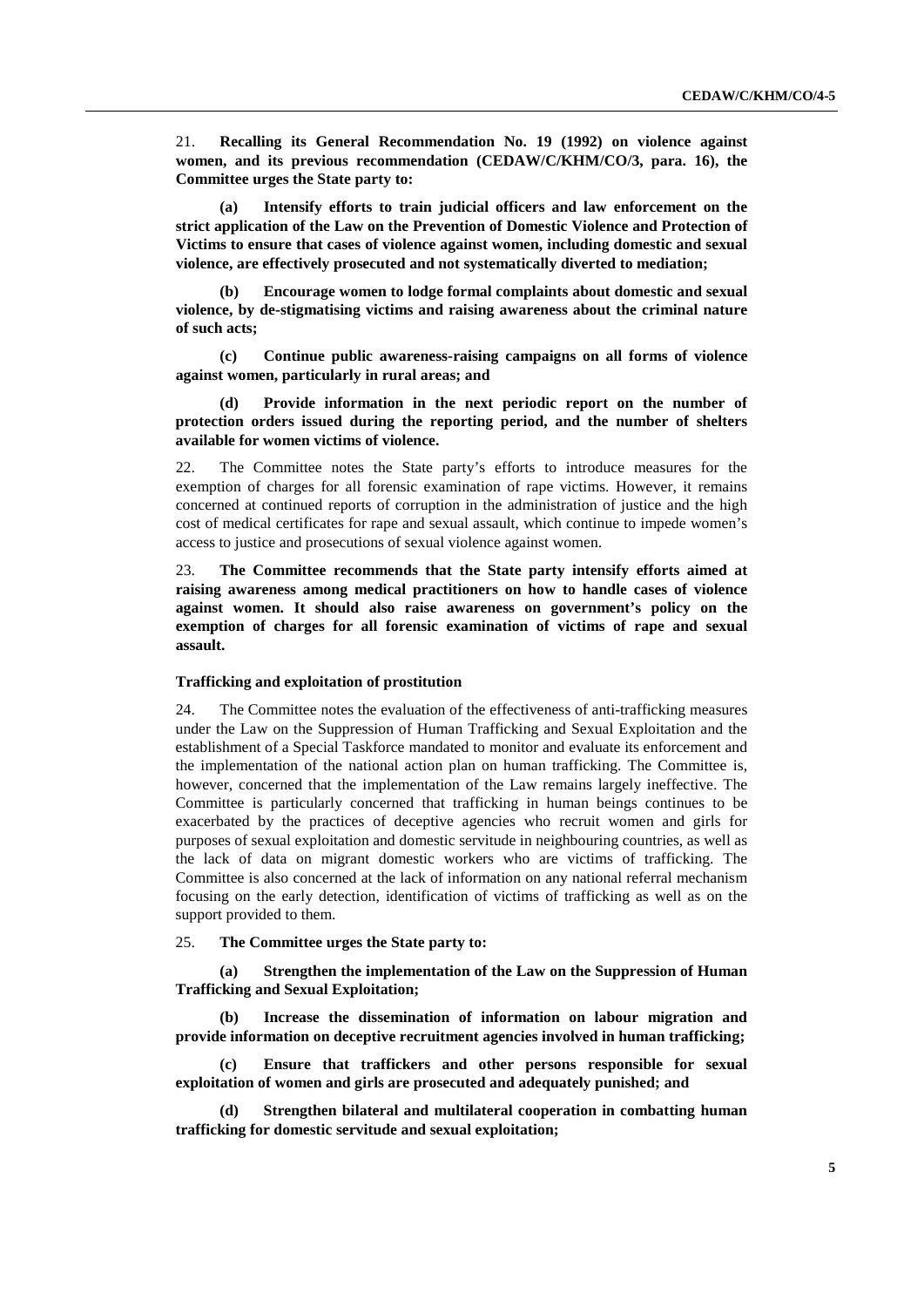21. **Recalling its General Recommendation No. 19 (1992) on violence against women, and its previous recommendation (CEDAW/C/KHM/CO/3, para. 16), the Committee urges the State party to:**

**(a) Intensify efforts to train judicial officers and law enforcement on the strict application of the Law on the Prevention of Domestic Violence and Protection of Victims to ensure that cases of violence against women, including domestic and sexual violence, are effectively prosecuted and not systematically diverted to mediation;**

**(b) Encourage women to lodge formal complaints about domestic and sexual violence, by de-stigmatising victims and raising awareness about the criminal nature of such acts;**

**(c) Continue public awareness-raising campaigns on all forms of violence against women, particularly in rural areas; and**

**(d) Provide information in the next periodic report on the number of protection orders issued during the reporting period, and the number of shelters available for women victims of violence.**

22. The Committee notes the State party's efforts to introduce measures for the exemption of charges for all forensic examination of rape victims. However, it remains concerned at continued reports of corruption in the administration of justice and the high cost of medical certificates for rape and sexual assault, which continue to impede women's access to justice and prosecutions of sexual violence against women.

23. **The Committee recommends that the State party intensify efforts aimed at raising awareness among medical practitioners on how to handle cases of violence against women. It should also raise awareness on government's policy on the exemption of charges for all forensic examination of victims of rape and sexual assault.**

### Trafficking and exploitation of prostitution

24. The Committee notes the evaluation of the effectiveness of anti-trafficking measures under the Law on the Suppression of Human Trafficking and Sexual Exploitation and the establishment of a Special Taskforce mandated to monitor and evaluate its enforcement and the implementation of the national action plan on human trafficking. The Committee is, however, concerned that the implementation of the Law remains largely ineffective. The Committee is particularly concerned that trafficking in human beings continues to be exacerbated by the practices of deceptive agencies who recruit women and girls for purposes of sexual exploitation and domestic servitude in neighbouring countries, as well as the lack of data on migrant domestic workers who are victims of trafficking. The Committee is also concerned at the lack of information on any national referral mechanism focusing on the early detection, identification of victims of trafficking as well as on the support provided to them.

25. **The Committee urges the State party to:**

**(a) Strengthen the implementation of the Law on the Suppression of Human Trafficking and Sexual Exploitation;**

**(b) Increase the dissemination of information on labour migration and provide information on deceptive recruitment agencies involved in human trafficking;**

**(c) Ensure that traffickers and other persons responsible for sexual exploitation of women and girls are prosecuted and adequately punished; and**

**(d) Strengthen bilateral and multilateral cooperation in combatting human trafficking for domestic servitude and sexual exploitation;**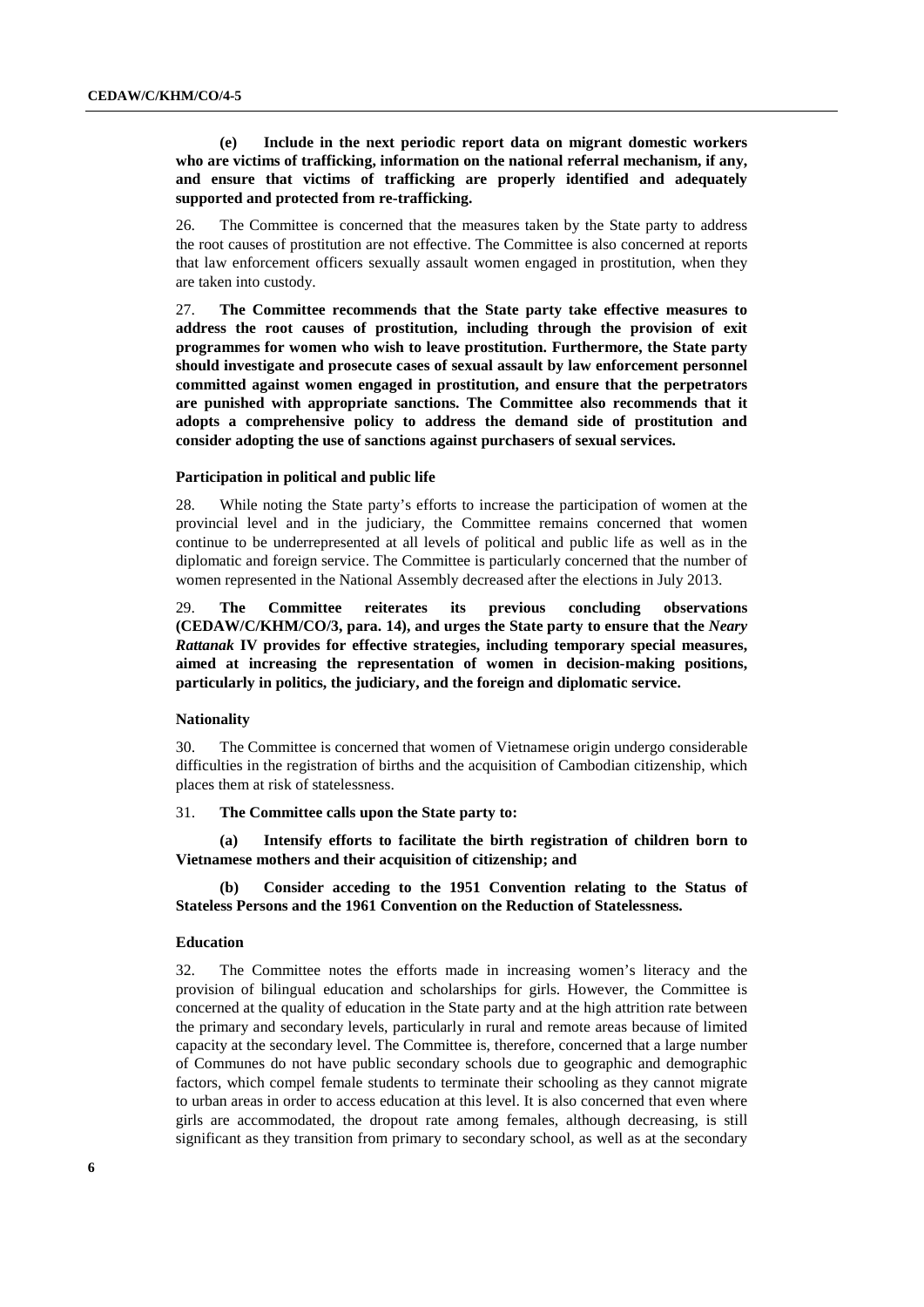**(e) Include in the next periodic report data on migrant domestic workers who are victims of trafficking, information on the national referral mechanism, if any, and ensure that victims of trafficking are properly identified and adequately supported and protected from re-trafficking.**

26. The Committee is concerned that the measures taken by the State party to address the root causes of prostitution are not effective. The Committee is also concerned at reports that law enforcement officers sexually assault women engaged in prostitution, when they are taken into custody.

27. **The Committee recommends that the State party take effective measures to address the root causes of prostitution, including through the provision of exit programmes for women who wish to leave prostitution. Furthermore, the State party should investigate and prosecute cases of sexual assault by law enforcement personnel committed against women engaged in prostitution, and ensure that the perpetrators are punished with appropriate sanctions. The Committee also recommends that it adopts a comprehensive policy to address the demand side of prostitution and consider adopting the use of sanctions against purchasers of sexual services.**

### Participation in political and public life

28. While noting the State party's efforts to increase the participation of women at the provincial level and in the judiciary, the Committee remains concerned that women continue to be underrepresented at all levels of political and public life as well as in the diplomatic and foreign service. The Committee is particularly concerned that the number of women represented in the National Assembly decreased after the elections in July 2013.

29. **The Committee reiterates its previous concluding observations (CEDAW/C/KHM/CO/3, para. 14), and urges the State party to ensure that the *Neary Rattanak* IV provides for effective strategies, including temporary special measures, aimed at increasing the representation of women in decision-making positions, particularly in politics, the judiciary, and the foreign and diplomatic service.**

### Nationality

30. The Committee is concerned that women of Vietnamese origin undergo considerable difficulties in the registration of births and the acquisition of Cambodian citizenship, which places them at risk of statelessness.

31. **The Committee calls upon the State party to:**

**(a) Intensify efforts to facilitate the birth registration of children born to Vietnamese mothers and their acquisition of citizenship; and**

**(b) Consider acceding to the 1951 Convention relating to the Status of Stateless Persons and the 1961 Convention on the Reduction of Statelessness.**

### Education

32. The Committee notes the efforts made in increasing women's literacy and the provision of bilingual education and scholarships for girls. However, the Committee is concerned at the quality of education in the State party and at the high attrition rate between the primary and secondary levels, particularly in rural and remote areas because of limited capacity at the secondary level. The Committee is, therefore, concerned that a large number of Communes do not have public secondary schools due to geographic and demographic factors, which compel female students to terminate their schooling as they cannot migrate to urban areas in order to access education at this level. It is also concerned that even where girls are accommodated, the dropout rate among females, although decreasing, is still significant as they transition from primary to secondary school, as well as at the secondary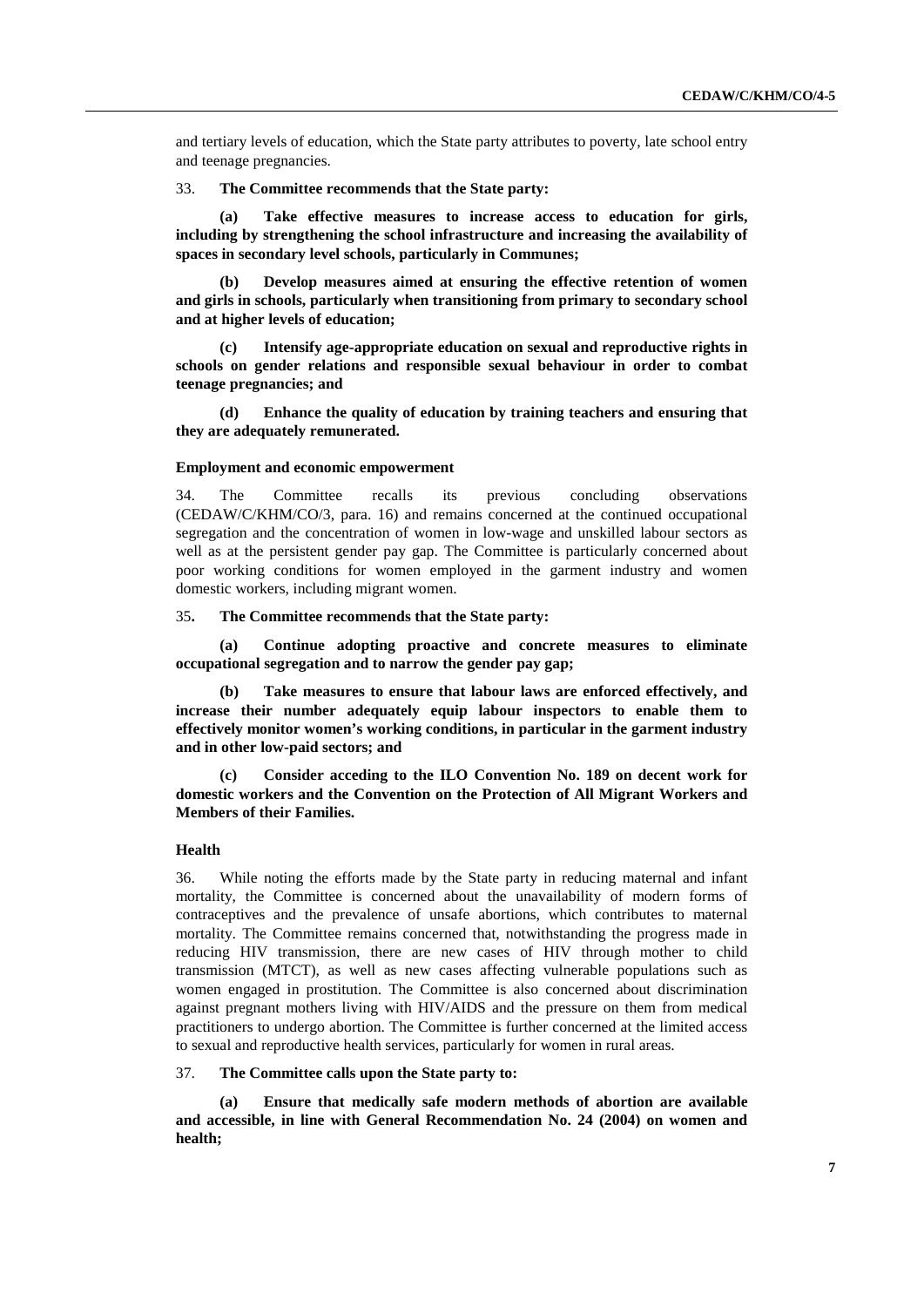and tertiary levels of education, which the State party attributes to poverty, late school entry and teenage pregnancies.

33. **The Committee recommends that the State party:**

**(a) Take effective measures to increase access to education for girls, including by strengthening the school infrastructure and increasing the availability of spaces in secondary level schools, particularly in Communes;**

**(b) Develop measures aimed at ensuring the effective retention of women and girls in schools, particularly when transitioning from primary to secondary school and at higher levels of education;**

**(c) Intensify age-appropriate education on sexual and reproductive rights in schools on gender relations and responsible sexual behaviour in order to combat teenage pregnancies; and**

**(d) Enhance the quality of education by training teachers and ensuring that they are adequately remunerated.**

#### Employment and economic empowerment

34. The Committee recalls its previous concluding observations (CEDAW/C/KHM/CO/3, para. 16) and remains concerned at the continued occupational segregation and the concentration of women in low-wage and unskilled labour sectors as well as at the persistent gender pay gap. The Committee is particularly concerned about poor working conditions for women employed in the garment industry and women domestic workers, including migrant women.

35. **The Committee recommends that the State party:**

**(a) Continue adopting proactive and concrete measures to eliminate occupational segregation and to narrow the gender pay gap;**

**(b) Take measures to ensure that labour laws are enforced effectively, and increase their number adequately equip labour inspectors to enable them to effectively monitor women's working conditions, in particular in the garment industry and in other low-paid sectors; and**

**(c) Consider acceding to the ILO Convention No. 189 on decent work for domestic workers and the Convention on the Protection of All Migrant Workers and Members of their Families.**

#### Health

36. While noting the efforts made by the State party in reducing maternal and infant mortality, the Committee is concerned about the unavailability of modern forms of contraceptives and the prevalence of unsafe abortions, which contributes to maternal mortality. The Committee remains concerned that, notwithstanding the progress made in reducing HIV transmission, there are new cases of HIV through mother to child transmission (MTCT), as well as new cases affecting vulnerable populations such as women engaged in prostitution. The Committee is also concerned about discrimination against pregnant mothers living with HIV/AIDS and the pressure on them from medical practitioners to undergo abortion. The Committee is further concerned at the limited access to sexual and reproductive health services, particularly for women in rural areas.

37. **The Committee calls upon the State party to:**

**(a) Ensure that medically safe modern methods of abortion are available and accessible, in line with General Recommendation No. 24 (2004) on women and health;**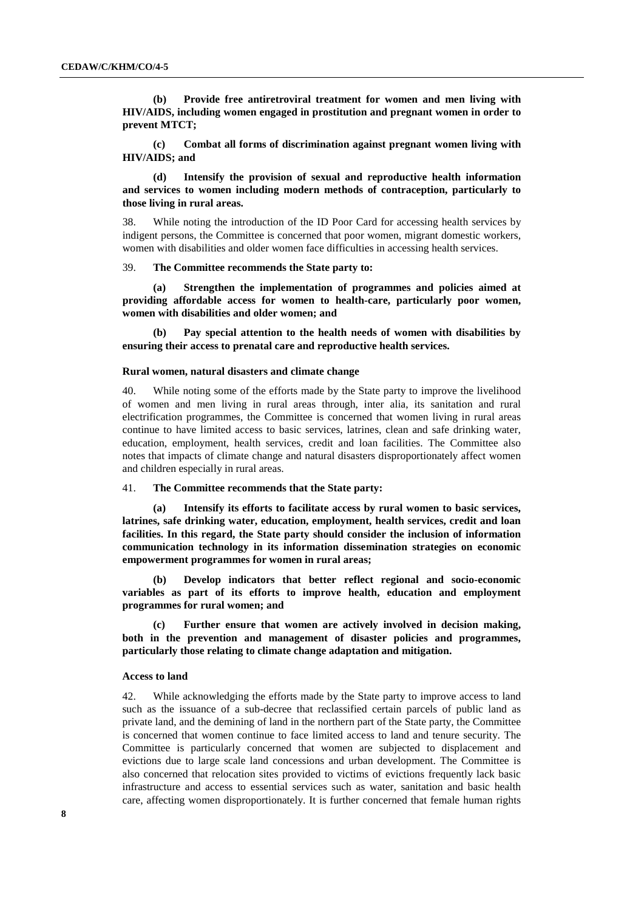**(b) Provide free antiretroviral treatment for women and men living with HIV/AIDS, including women engaged in prostitution and pregnant women in order to prevent MTCT;**

**(c) Combat all forms of discrimination against pregnant women living with HIV/AIDS; and**

**(d) Intensify the provision of sexual and reproductive health information and services to women including modern methods of contraception, particularly to those living in rural areas.**

38. While noting the introduction of the ID Poor Card for accessing health services by indigent persons, the Committee is concerned that poor women, migrant domestic workers, women with disabilities and older women face difficulties in accessing health services.

39. **The Committee recommends the State party to:**

**(a) Strengthen the implementation of programmes and policies aimed at providing affordable access for women to health-care, particularly poor women, women with disabilities and older women; and**

**(b) Pay special attention to the health needs of women with disabilities by ensuring their access to prenatal care and reproductive health services.**

### Rural women, natural disasters and climate change

40. While noting some of the efforts made by the State party to improve the livelihood of women and men living in rural areas through, inter alia, its sanitation and rural electrification programmes, the Committee is concerned that women living in rural areas continue to have limited access to basic services, latrines, clean and safe drinking water, education, employment, health services, credit and loan facilities. The Committee also notes that impacts of climate change and natural disasters disproportionately affect women and children especially in rural areas.

41. **The Committee recommends that the State party:**

**(a) Intensify its efforts to facilitate access by rural women to basic services, latrines, safe drinking water, education, employment, health services, credit and loan facilities. In this regard, the State party should consider the inclusion of information communication technology in its information dissemination strategies on economic empowerment programmes for women in rural areas;**

**(b) Develop indicators that better reflect regional and socio-economic variables as part of its efforts to improve health, education and employment programmes for rural women; and**

**(c) Further ensure that women are actively involved in decision making, both in the prevention and management of disaster policies and programmes, particularly those relating to climate change adaptation and mitigation.**

### Access to land

42. While acknowledging the efforts made by the State party to improve access to land such as the issuance of a sub-decree that reclassified certain parcels of public land as private land, and the demining of land in the northern part of the State party, the Committee is concerned that women continue to face limited access to land and tenure security. The Committee is particularly concerned that women are subjected to displacement and evictions due to large scale land concessions and urban development. The Committee is also concerned that relocation sites provided to victims of evictions frequently lack basic infrastructure and access to essential services such as water, sanitation and basic health care, affecting women disproportionately. It is further concerned that female human rights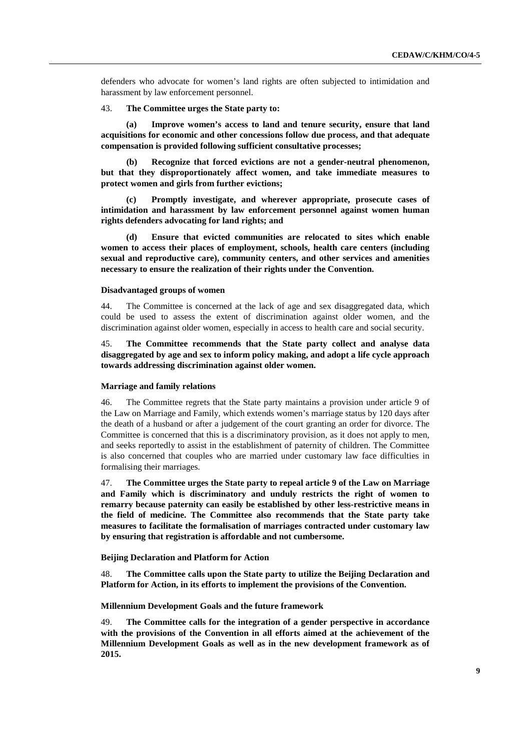defenders who advocate for women's land rights are often subjected to intimidation and harassment by law enforcement personnel.

43. **The Committee urges the State party to:**

**(a) Improve women's access to land and tenure security, ensure that land acquisitions for economic and other concessions follow due process, and that adequate compensation is provided following sufficient consultative processes;**

**(b) Recognize that forced evictions are not a gender-neutral phenomenon, but that they disproportionately affect women, and take immediate measures to protect women and girls from further evictions;**

**(c) Promptly investigate, and wherever appropriate, prosecute cases of intimidation and harassment by law enforcement personnel against women human rights defenders advocating for land rights; and**

**(d) Ensure that evicted communities are relocated to sites which enable women to access their places of employment, schools, health care centers (including sexual and reproductive care), community centers, and other services and amenities necessary to ensure the realization of their rights under the Convention.**

#### Disadvantaged groups of women

44. The Committee is concerned at the lack of age and sex disaggregated data, which could be used to assess the extent of discrimination against older women, and the discrimination against older women, especially in access to health care and social security.

45. **The Committee recommends that the State party collect and analyse data disaggregated by age and sex to inform policy making, and adopt a life cycle approach towards addressing discrimination against older women.**

#### Marriage and family relations

46. The Committee regrets that the State party maintains a provision under article 9 of the Law on Marriage and Family, which extends women's marriage status by 120 days after the death of a husband or after a judgement of the court granting an order for divorce. The Committee is concerned that this is a discriminatory provision, as it does not apply to men, and seeks reportedly to assist in the establishment of paternity of children. The Committee is also concerned that couples who are married under customary law face difficulties in formalising their marriages.

47. **The Committee urges the State party to repeal article 9 of the Law on Marriage and Family which is discriminatory and unduly restricts the right of women to remarry because paternity can easily be established by other less-restrictive means in the field of medicine. The Committee also recommends that the State party take measures to facilitate the formalisation of marriages contracted under customary law by ensuring that registration is affordable and not cumbersome.**

#### Beijing Declaration and Platform for Action

48. **The Committee calls upon the State party to utilize the Beijing Declaration and Platform for Action, in its efforts to implement the provisions of the Convention.**

#### Millennium Development Goals and the future framework

49. **The Committee calls for the integration of a gender perspective in accordance with the provisions of the Convention in all efforts aimed at the achievement of the Millennium Development Goals as well as in the new development framework as of 2015.**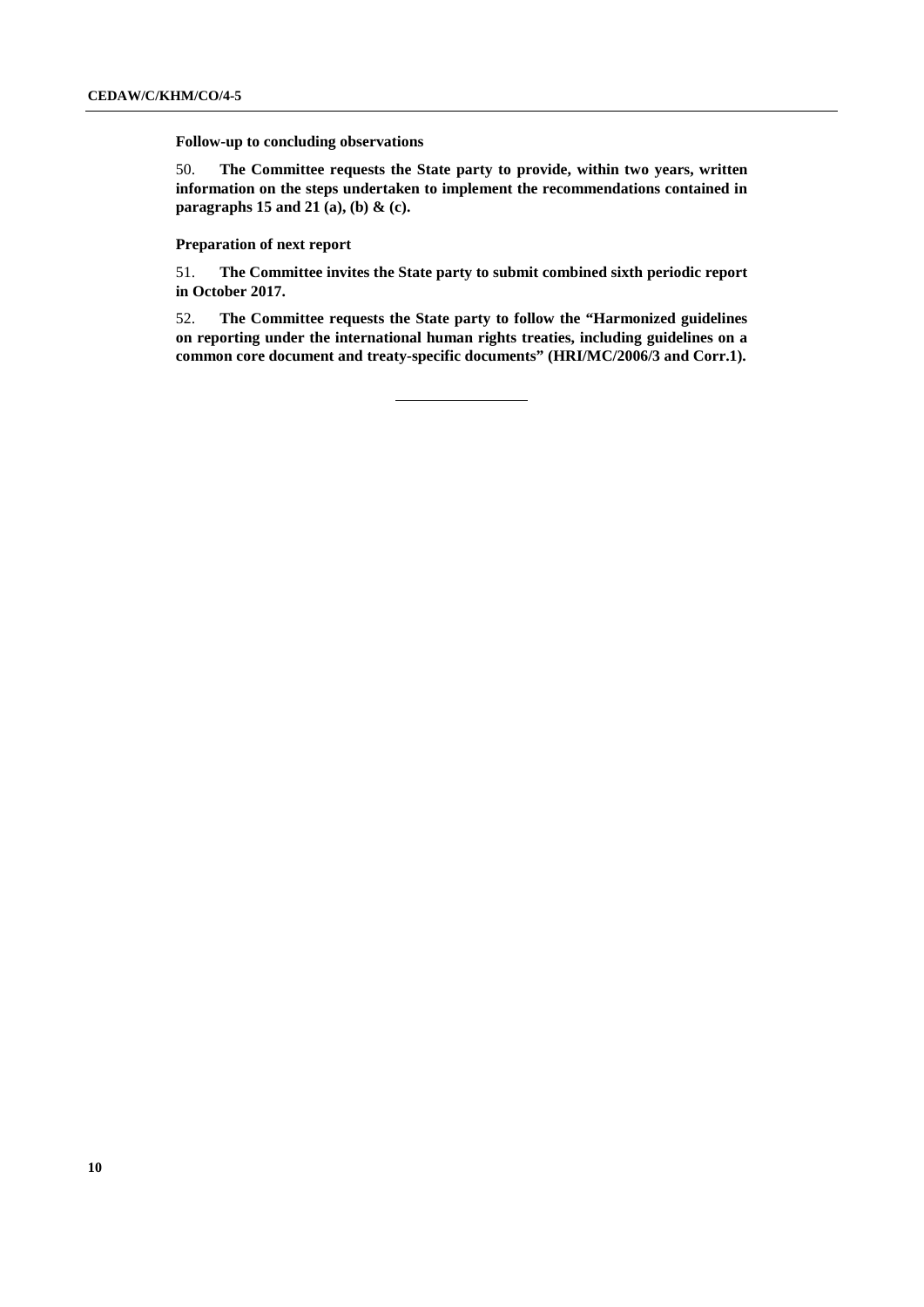**Follow-up to concluding observations**

50. **The Committee requests the State party to provide, within two years, written information on the steps undertaken to implement the recommendations contained in paragraphs 15 and 21 (a), (b) & (c).**

**Preparation of next report**

51. **The Committee invites the State party to submit combined sixth periodic report in October 2017.**

52. **The Committee requests the State party to follow the "Harmonized guidelines on reporting under the international human rights treaties, including guidelines on a common core document and treaty-specific documents" (HRI/MC/2006/3 and Corr.1).**